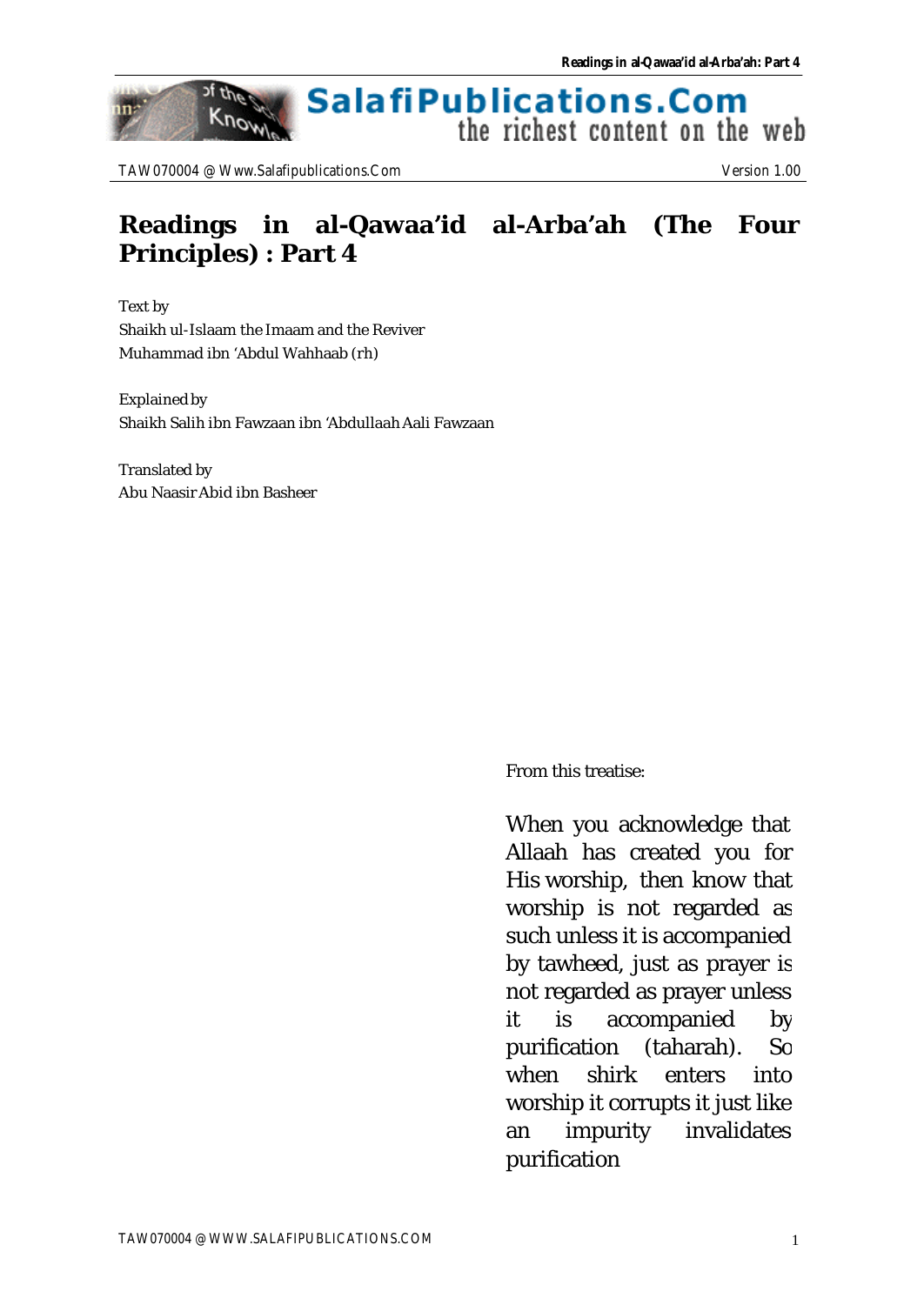# Readings in al-Qawaa'id al-Arba'ah (The Four Principles) : Part 4

Text by
Shaikh ul-Islaam the Imaam and the Reviver
Muhammad ibn 'Abdul Wahhaab (rh)

Explained by
Shaikh Salih ibn Fawzaan ibn 'Abdullaah Aali Fawzaan

Translated by
Abu Naasir Abid ibn Basheer

From this treatise:

When you acknowledge that Allaah has created you for His worship, then know that worship is not regarded as such unless it is accompanied by tawheed, just as prayer is not regarded as prayer unless it is accompanied by purification (taharah). So when shirk enters into worship it corrupts it just like an impurity invalidates purification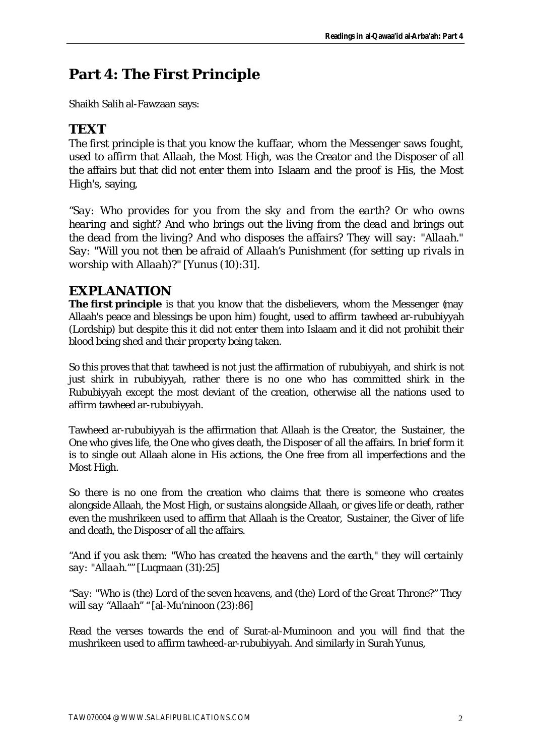# Part 4: The First Principle

Shaikh Salih al-Fawzaan says:

## TEXT

The first principle is that you know the kuffaar, whom the Messenger saws fought, used to affirm that Allaah, the Most High, was the Creator and the Disposer of all the affairs but that did not enter them into Islaam and the proof is His, the Most High's, saying,

*"Say: Who provides for you from the sky and from the earth? Or who owns hearing and sight? And who brings out the living from the dead and brings out the dead from the living? And who disposes the affairs? They will say: "Allaah." Say: "Will you not then be afraid of Allaah's Punishment (for setting up rivals in worship with Allaah)?"* [Yunus (10):31].

## EXPLANATION

**The first principle** is that you know that the disbelievers, whom the Messenger (may Allaah's peace and blessings be upon him) fought, used to affirm tawheed ar-rububiyyah (Lordship) but despite this it did not enter them into Islaam and it did not prohibit their blood being shed and their property being taken.

So this proves that that tawheed is not just the affirmation of rububiyyah, and shirk is not just shirk in rububiyyah, rather there is no one who has committed shirk in the Rububiyyah except the most deviant of the creation, otherwise all the nations used to affirm tawheed ar-rububiyyah.

Tawheed ar-rububiyyah is the affirmation that Allaah is the Creator, the Sustainer, the One who gives life, the One who gives death, the Disposer of all the affairs. In brief form it is to single out Allaah alone in His actions, the One free from all imperfections and the Most High.

So there is no one from the creation who claims that there is someone who creates alongside Allaah, the Most High, or sustains alongside Allaah, or gives life or death, rather even the mushrikeen used to affirm that Allaah is the Creator, Sustainer, the Giver of life and death, the Disposer of all the affairs.

*"And if you ask them: "Who has created the heavens and the earth," they will certainly say: "Allaah.""* [Luqmaan (31):25]

*"Say: "Who is (the) Lord of the seven heavens, and (the) Lord of the Great Throne?" They will say "Allaah" "* [al-Mu'ninoon (23):86]

Read the verses towards the end of Surat-al-Muminoon and you will find that the mushrikeen used to affirm tawheed-ar-rububiyyah. And similarly in Surah Yunus,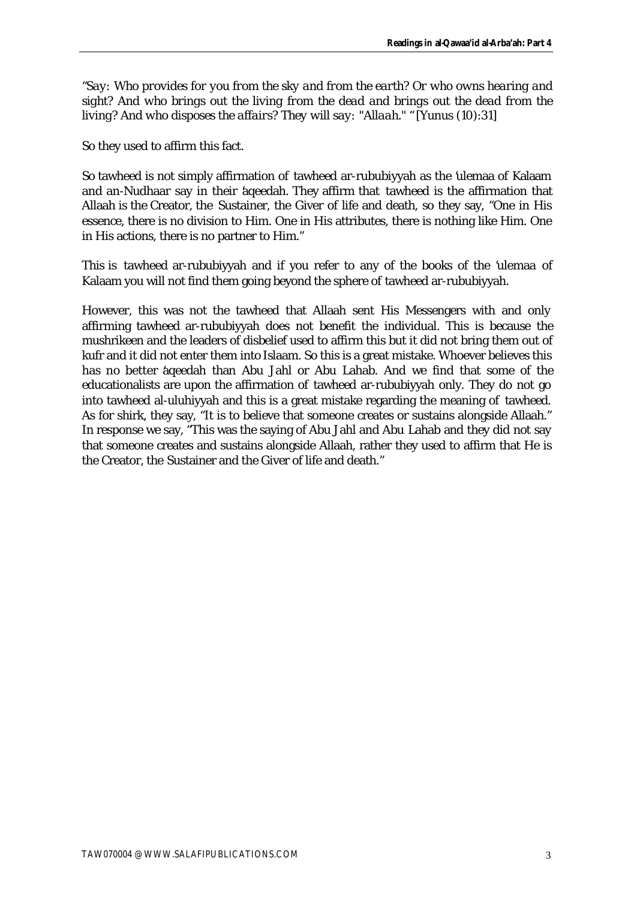*"Say: Who provides for you from the sky and from the earth? Or who owns hearing and sight? And who brings out the living from the dead and brings out the dead from the living? And who disposes the affairs? They will say: "Allaah."* " [Yunus (10):31]

So they used to affirm this fact.

So tawheed is not simply affirmation of tawheed ar-rububiyyah as the 'ulemaa of Kalaam and an-Nudhaar say in their 'aqeedah. They affirm that tawheed is the affirmation that Allaah is the Creator, the Sustainer, the Giver of life and death, so they say, "One in His essence, there is no division to Him. One in His attributes, there is nothing like Him. One in His actions, there is no partner to Him."

This is tawheed ar-rububiyyah and if you refer to any of the books of the 'ulemaa of Kalaam you will not find them going beyond the sphere of tawheed ar-rububiyyah.

However, this was not the tawheed that Allaah sent His Messengers with and only affirming tawheed ar-rububiyyah does not benefit the individual. This is because the mushrikeen and the leaders of disbelief used to affirm this but it did not bring them out of kufr and it did not enter them into Islaam. So this is a great mistake. Whoever believes this has no better 'aqeedah than Abu Jahl or Abu Lahab. And we find that some of the educationalists are upon the affirmation of tawheed ar-rububiyyah only. They do not go into tawheed al-uluhiyyah and this is a great mistake regarding the meaning of tawheed. As for shirk, they say, "It is to believe that someone creates or sustains alongside Allaah." In response we say, "This was the saying of Abu Jahl and Abu Lahab and they did not say that someone creates and sustains alongside Allaah, rather they used to affirm that He is the Creator, the Sustainer and the Giver of life and death."